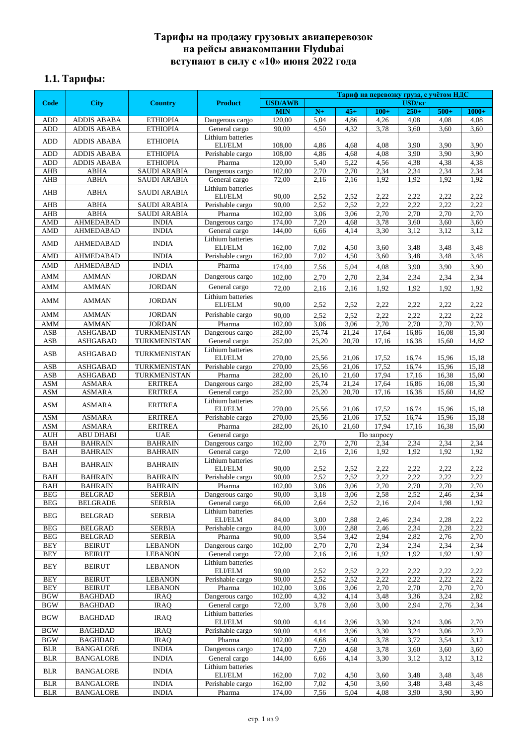## Тарифы на продажу грузовых авиаперевозок на рейсы авиакомпании Flydubai вступают в силу с «10» июня 2022 года

## 1.1. Тарифы:

| Code | City | Country | Product | Тариф на перевозку груза, с учётом НДС | | | | | | |
|---|---|---|---|---|---|---|---|---|---|---|
| | | | | USD/AWB | USD/кг | | | | | |
| | | | | MIN | N+ | 45+ | 100+ | 250+ | 500+ | 1000+ |
| ADD | ADDIS ABABA | ETHIOPIA | Dangerous cargo | 120,00 | 5,04 | 4,86 | 4,26 | 4,08 | 4,08 | 4,08 |
| ADD | ADDIS ABABA | ETHIOPIA | General cargo | 90,00 | 4,50 | 4,32 | 3,78 | 3,60 | 3,60 | 3,60 |
| ADD | ADDIS ABABA | ETHIOPIA | Lithium batteries ELI/ELM | 108,00 | 4,86 | 4,68 | 4,08 | 3,90 | 3,90 | 3,90 |
| ADD | ADDIS ABABA | ETHIOPIA | Perishable cargo | 108,00 | 4,86 | 4,68 | 4,08 | 3,90 | 3,90 | 3,90 |
| ADD | ADDIS ABABA | ETHIOPIA | Pharma | 120,00 | 5,40 | 5,22 | 4,56 | 4,38 | 4,38 | 4,38 |
| AHB | ABHA | SAUDI ARABIA | Dangerous cargo | 102,00 | 2,70 | 2,70 | 2,34 | 2,34 | 2,34 | 2,34 |
| AHB | ABHA | SAUDI ARABIA | General cargo | 72,00 | 2,16 | 2,16 | 1,92 | 1,92 | 1,92 | 1,92 |
| AHB | ABHA | SAUDI ARABIA | Lithium batteries ELI/ELM | 90,00 | 2,52 | 2,52 | 2,22 | 2,22 | 2,22 | 2,22 |
| AHB | ABHA | SAUDI ARABIA | Perishable cargo | 90,00 | 2,52 | 2,52 | 2,22 | 2,22 | 2,22 | 2,22 |
| AHB | ABHA | SAUDI ARABIA | Pharma | 102,00 | 3,06 | 3,06 | 2,70 | 2,70 | 2,70 | 2,70 |
| AMD | AHMEDABAD | INDIA | Dangerous cargo | 174,00 | 7,20 | 4,68 | 3,78 | 3,60 | 3,60 | 3,60 |
| AMD | AHMEDABAD | INDIA | General cargo | 144,00 | 6,66 | 4,14 | 3,30 | 3,12 | 3,12 | 3,12 |
| AMD | AHMEDABAD | INDIA | Lithium batteries ELI/ELM | 162,00 | 7,02 | 4,50 | 3,60 | 3,48 | 3,48 | 3,48 |
| AMD | AHMEDABAD | INDIA | Perishable cargo | 162,00 | 7,02 | 4,50 | 3,60 | 3,48 | 3,48 | 3,48 |
| AMD | AHMEDABAD | INDIA | Pharma | 174,00 | 7,56 | 5,04 | 4,08 | 3,90 | 3,90 | 3,90 |
| AMM | AMMAN | JORDAN | Dangerous cargo | 102,00 | 2,70 | 2,70 | 2,34 | 2,34 | 2,34 | 2,34 |
| AMM | AMMAN | JORDAN | General cargo | 72,00 | 2,16 | 2,16 | 1,92 | 1,92 | 1,92 | 1,92 |
| AMM | AMMAN | JORDAN | Lithium batteries ELI/ELM | 90,00 | 2,52 | 2,52 | 2,22 | 2,22 | 2,22 | 2,22 |
| AMM | AMMAN | JORDAN | Perishable cargo | 90,00 | 2,52 | 2,52 | 2,22 | 2,22 | 2,22 | 2,22 |
| AMM | AMMAN | JORDAN | Pharma | 102,00 | 3,06 | 3,06 | 2,70 | 2,70 | 2,70 | 2,70 |
| ASB | ASHGABAD | TURKMENISTAN | Dangerous cargo | 282,00 | 25,74 | 21,24 | 17,64 | 16,86 | 16,08 | 15,30 |
| ASB | ASHGABAD | TURKMENISTAN | General cargo | 252,00 | 25,20 | 20,70 | 17,16 | 16,38 | 15,60 | 14,82 |
| ASB | ASHGABAD | TURKMENISTAN | Lithium batteries ELI/ELM | 270,00 | 25,56 | 21,06 | 17,52 | 16,74 | 15,96 | 15,18 |
| ASB | ASHGABAD | TURKMENISTAN | Perishable cargo | 270,00 | 25,56 | 21,06 | 17,52 | 16,74 | 15,96 | 15,18 |
| ASB | ASHGABAD | TURKMENISTAN | Pharma | 282,00 | 26,10 | 21,60 | 17,94 | 17,16 | 16,38 | 15,60 |
| ASM | ASMARA | ERITREA | Dangerous cargo | 282,00 | 25,74 | 21,24 | 17,64 | 16,86 | 16,08 | 15,30 |
| ASM | ASMARA | ERITREA | General cargo | 252,00 | 25,20 | 20,70 | 17,16 | 16,38 | 15,60 | 14,82 |
| ASM | ASMARA | ERITREA | Lithium batteries ELI/ELM | 270,00 | 25,56 | 21,06 | 17,52 | 16,74 | 15,96 | 15,18 |
| ASM | ASMARA | ERITREA | Perishable cargo | 270,00 | 25,56 | 21,06 | 17,52 | 16,74 | 15,96 | 15,18 |
| ASM | ASMARA | ERITREA | Pharma | 282,00 | 26,10 | 21,60 | 17,94 | 17,16 | 16,38 | 15,60 |
| AUH | ABU DHABI | UAE | General cargo | По запросу | | | | | | |
| BAH | BAHRAIN | BAHRAIN | Dangerous cargo | 102,00 | 2,70 | 2,70 | 2,34 | 2,34 | 2,34 | 2,34 |
| BAH | BAHRAIN | BAHRAIN | General cargo | 72,00 | 2,16 | 2,16 | 1,92 | 1,92 | 1,92 | 1,92 |
| BAH | BAHRAIN | BAHRAIN | Lithium batteries ELI/ELM | 90,00 | 2,52 | 2,52 | 2,22 | 2,22 | 2,22 | 2,22 |
| BAH | BAHRAIN | BAHRAIN | Perishable cargo | 90,00 | 2,52 | 2,52 | 2,22 | 2,22 | 2,22 | 2,22 |
| BAH | BAHRAIN | BAHRAIN | Pharma | 102,00 | 3,06 | 3,06 | 2,70 | 2,70 | 2,70 | 2,70 |
| BEG | BELGRAD | SERBIA | Dangerous cargo | 90,00 | 3,18 | 3,06 | 2,58 | 2,52 | 2,46 | 2,34 |
| BEG | BELGRADE | SERBIA | General cargo | 66,00 | 2,64 | 2,52 | 2,16 | 2,04 | 1,98 | 1,92 |
| BEG | BELGRAD | SERBIA | Lithium batteries ELI/ELM | 84,00 | 3,00 | 2,88 | 2,46 | 2,34 | 2,28 | 2,22 |
| BEG | BELGRAD | SERBIA | Perishable cargo | 84,00 | 3,00 | 2,88 | 2,46 | 2,34 | 2,28 | 2,22 |
| BEG | BELGRAD | SERBIA | Pharma | 90,00 | 3,54 | 3,42 | 2,94 | 2,82 | 2,76 | 2,70 |
| BEY | BEIRUT | LEBANON | Dangerous cargo | 102,00 | 2,70 | 2,70 | 2,34 | 2,34 | 2,34 | 2,34 |
| BEY | BEIRUT | LEBANON | General cargo | 72,00 | 2,16 | 2,16 | 1,92 | 1,92 | 1,92 | 1,92 |
| BEY | BEIRUT | LEBANON | Lithium batteries ELI/ELM | 90,00 | 2,52 | 2,52 | 2,22 | 2,22 | 2,22 | 2,22 |
| BEY | BEIRUT | LEBANON | Perishable cargo | 90,00 | 2,52 | 2,52 | 2,22 | 2,22 | 2,22 | 2,22 |
| BEY | BEIRUT | LEBANON | Pharma | 102,00 | 3,06 | 3,06 | 2,70 | 2,70 | 2,70 | 2,70 |
| BGW | BAGHDAD | IRAQ | Dangerous cargo | 102,00 | 4,32 | 4,14 | 3,48 | 3,36 | 3,24 | 2,82 |
| BGW | BAGHDAD | IRAQ | General cargo | 72,00 | 3,78 | 3,60 | 3,00 | 2,94 | 2,76 | 2,34 |
| BGW | BAGHDAD | IRAQ | Lithium batteries ELI/ELM | 90,00 | 4,14 | 3,96 | 3,30 | 3,24 | 3,06 | 2,70 |
| BGW | BAGHDAD | IRAQ | Perishable cargo | 90,00 | 4,14 | 3,96 | 3,30 | 3,24 | 3,06 | 2,70 |
| BGW | BAGHDAD | IRAQ | Pharma | 102,00 | 4,68 | 4,50 | 3,78 | 3,72 | 3,54 | 3,12 |
| BLR | BANGALORE | INDIA | Dangerous cargo | 174,00 | 7,20 | 4,68 | 3,78 | 3,60 | 3,60 | 3,60 |
| BLR | BANGALORE | INDIA | General cargo | 144,00 | 6,66 | 4,14 | 3,30 | 3,12 | 3,12 | 3,12 |
| BLR | BANGALORE | INDIA | Lithium batteries ELI/ELM | 162,00 | 7,02 | 4,50 | 3,60 | 3,48 | 3,48 | 3,48 |
| BLR | BANGALORE | INDIA | Perishable cargo | 162,00 | 7,02 | 4,50 | 3,60 | 3,48 | 3,48 | 3,48 |
| BLR | BANGALORE | INDIA | Pharma | 174,00 | 7,56 | 5,04 | 4,08 | 3,90 | 3,90 | 3,90 |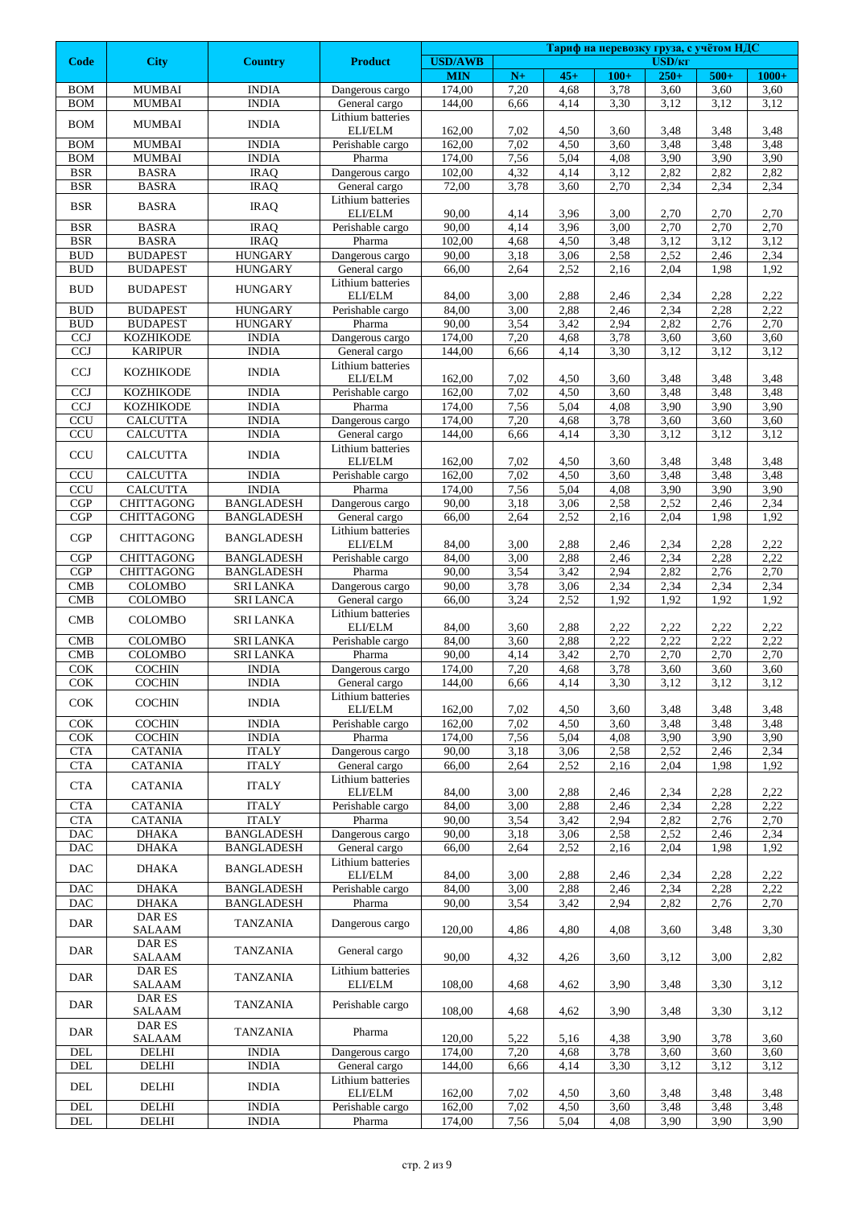| Code | City | Country | Product | Тариф на перевозку груза, с учётом НДС | | | | | | |
|---|---|---|---|---|---|---|---|---|---|---|
| | | | | USD/AWB | USD/кг | | | | | |
| | | | | MIN | N+ | 45+ | 100+ | 250+ | 500+ | 1000+ |
| BOM | MUMBAI | INDIA | Dangerous cargo | 174,00 | 7,20 | 4,68 | 3,78 | 3,60 | 3,60 | 3,60 |
| BOM | MUMBAI | INDIA | General cargo | 144,00 | 6,66 | 4,14 | 3,30 | 3,12 | 3,12 | 3,12 |
| BOM | MUMBAI | INDIA | Lithium batteries ELI/ELM | 162,00 | 7,02 | 4,50 | 3,60 | 3,48 | 3,48 | 3,48 |
| BOM | MUMBAI | INDIA | Perishable cargo | 162,00 | 7,02 | 4,50 | 3,60 | 3,48 | 3,48 | 3,48 |
| BOM | MUMBAI | INDIA | Pharma | 174,00 | 7,56 | 5,04 | 4,08 | 3,90 | 3,90 | 3,90 |
| BSR | BASRA | IRAQ | Dangerous cargo | 102,00 | 4,32 | 4,14 | 3,12 | 2,82 | 2,82 | 2,82 |
| BSR | BASRA | IRAQ | General cargo | 72,00 | 3,78 | 3,60 | 2,70 | 2,34 | 2,34 | 2,34 |
| BSR | BASRA | IRAQ | Lithium batteries ELI/ELM | 90,00 | 4,14 | 3,96 | 3,00 | 2,70 | 2,70 | 2,70 |
| BSR | BASRA | IRAQ | Perishable cargo | 90,00 | 4,14 | 3,96 | 3,00 | 2,70 | 2,70 | 2,70 |
| BSR | BASRA | IRAQ | Pharma | 102,00 | 4,68 | 4,50 | 3,48 | 3,12 | 3,12 | 3,12 |
| BUD | BUDAPEST | HUNGARY | Dangerous cargo | 90,00 | 3,18 | 3,06 | 2,58 | 2,52 | 2,46 | 2,34 |
| BUD | BUDAPEST | HUNGARY | General cargo | 66,00 | 2,64 | 2,52 | 2,16 | 2,04 | 1,98 | 1,92 |
| BUD | BUDAPEST | HUNGARY | Lithium batteries ELI/ELM | 84,00 | 3,00 | 2,88 | 2,46 | 2,34 | 2,28 | 2,22 |
| BUD | BUDAPEST | HUNGARY | Perishable cargo | 84,00 | 3,00 | 2,88 | 2,46 | 2,34 | 2,28 | 2,22 |
| BUD | BUDAPEST | HUNGARY | Pharma | 90,00 | 3,54 | 3,42 | 2,94 | 2,82 | 2,76 | 2,70 |
| CCJ | KOZHIKODE | INDIA | Dangerous cargo | 174,00 | 7,20 | 4,68 | 3,78 | 3,60 | 3,60 | 3,60 |
| CCJ | KARIPUR | INDIA | General cargo | 144,00 | 6,66 | 4,14 | 3,30 | 3,12 | 3,12 | 3,12 |
| CCJ | KOZHIKODE | INDIA | Lithium batteries ELI/ELM | 162,00 | 7,02 | 4,50 | 3,60 | 3,48 | 3,48 | 3,48 |
| CCJ | KOZHIKODE | INDIA | Perishable cargo | 162,00 | 7,02 | 4,50 | 3,60 | 3,48 | 3,48 | 3,48 |
| CCJ | KOZHIKODE | INDIA | Pharma | 174,00 | 7,56 | 5,04 | 4,08 | 3,90 | 3,90 | 3,90 |
| CCU | CALCUTTA | INDIA | Dangerous cargo | 174,00 | 7,20 | 4,68 | 3,78 | 3,60 | 3,60 | 3,60 |
| CCU | CALCUTTA | INDIA | General cargo | 144,00 | 6,66 | 4,14 | 3,30 | 3,12 | 3,12 | 3,12 |
| CCU | CALCUTTA | INDIA | Lithium batteries ELI/ELM | 162,00 | 7,02 | 4,50 | 3,60 | 3,48 | 3,48 | 3,48 |
| CCU | CALCUTTA | INDIA | Perishable cargo | 162,00 | 7,02 | 4,50 | 3,60 | 3,48 | 3,48 | 3,48 |
| CCU | CALCUTTA | INDIA | Pharma | 174,00 | 7,56 | 5,04 | 4,08 | 3,90 | 3,90 | 3,90 |
| CGP | CHITTAGONG | BANGLADESH | Dangerous cargo | 90,00 | 3,18 | 3,06 | 2,58 | 2,52 | 2,46 | 2,34 |
| CGP | CHITTAGONG | BANGLADESH | General cargo | 66,00 | 2,64 | 2,52 | 2,16 | 2,04 | 1,98 | 1,92 |
| CGP | CHITTAGONG | BANGLADESH | Lithium batteries ELI/ELM | 84,00 | 3,00 | 2,88 | 2,46 | 2,34 | 2,28 | 2,22 |
| CGP | CHITTAGONG | BANGLADESH | Perishable cargo | 84,00 | 3,00 | 2,88 | 2,46 | 2,34 | 2,28 | 2,22 |
| CGP | CHITTAGONG | BANGLADESH | Pharma | 90,00 | 3,54 | 3,42 | 2,94 | 2,82 | 2,76 | 2,70 |
| CMB | COLOMBO | SRI LANKA | Dangerous cargo | 90,00 | 3,78 | 3,06 | 2,34 | 2,34 | 2,34 | 2,34 |
| CMB | COLOMBO | SRI LANCA | General cargo | 66,00 | 3,24 | 2,52 | 1,92 | 1,92 | 1,92 | 1,92 |
| CMB | COLOMBO | SRI LANKA | Lithium batteries ELI/ELM | 84,00 | 3,60 | 2,88 | 2,22 | 2,22 | 2,22 | 2,22 |
| CMB | COLOMBO | SRI LANKA | Perishable cargo | 84,00 | 3,60 | 2,88 | 2,22 | 2,22 | 2,22 | 2,22 |
| CMB | COLOMBO | SRI LANKA | Pharma | 90,00 | 4,14 | 3,42 | 2,70 | 2,70 | 2,70 | 2,70 |
| COK | COCHIN | INDIA | Dangerous cargo | 174,00 | 7,20 | 4,68 | 3,78 | 3,60 | 3,60 | 3,60 |
| COK | COCHIN | INDIA | General cargo | 144,00 | 6,66 | 4,14 | 3,30 | 3,12 | 3,12 | 3,12 |
| COK | COCHIN | INDIA | Lithium batteries ELI/ELM | 162,00 | 7,02 | 4,50 | 3,60 | 3,48 | 3,48 | 3,48 |
| COK | COCHIN | INDIA | Perishable cargo | 162,00 | 7,02 | 4,50 | 3,60 | 3,48 | 3,48 | 3,48 |
| COK | COCHIN | INDIA | Pharma | 174,00 | 7,56 | 5,04 | 4,08 | 3,90 | 3,90 | 3,90 |
| CTA | CATANIA | ITALY | Dangerous cargo | 90,00 | 3,18 | 3,06 | 2,58 | 2,52 | 2,46 | 2,34 |
| CTA | CATANIA | ITALY | General cargo | 66,00 | 2,64 | 2,52 | 2,16 | 2,04 | 1,98 | 1,92 |
| CTA | CATANIA | ITALY | Lithium batteries ELI/ELM | 84,00 | 3,00 | 2,88 | 2,46 | 2,34 | 2,28 | 2,22 |
| CTA | CATANIA | ITALY | Perishable cargo | 84,00 | 3,00 | 2,88 | 2,46 | 2,34 | 2,28 | 2,22 |
| CTA | CATANIA | ITALY | Pharma | 90,00 | 3,54 | 3,42 | 2,94 | 2,82 | 2,76 | 2,70 |
| DAC | DHAKA | BANGLADESH | Dangerous cargo | 90,00 | 3,18 | 3,06 | 2,58 | 2,52 | 2,46 | 2,34 |
| DAC | DHAKA | BANGLADESH | General cargo | 66,00 | 2,64 | 2,52 | 2,16 | 2,04 | 1,98 | 1,92 |
| DAC | DHAKA | BANGLADESH | Lithium batteries ELI/ELM | 84,00 | 3,00 | 2,88 | 2,46 | 2,34 | 2,28 | 2,22 |
| DAC | DHAKA | BANGLADESH | Perishable cargo | 84,00 | 3,00 | 2,88 | 2,46 | 2,34 | 2,28 | 2,22 |
| DAC | DHAKA | BANGLADESH | Pharma | 90,00 | 3,54 | 3,42 | 2,94 | 2,82 | 2,76 | 2,70 |
| DAR | DAR ES SALAAM | TANZANIA | Dangerous cargo | 120,00 | 4,86 | 4,80 | 4,08 | 3,60 | 3,48 | 3,30 |
| DAR | DAR ES SALAAM | TANZANIA | General cargo | 90,00 | 4,32 | 4,26 | 3,60 | 3,12 | 3,00 | 2,82 |
| DAR | DAR ES SALAAM | TANZANIA | Lithium batteries ELI/ELM | 108,00 | 4,68 | 4,62 | 3,90 | 3,48 | 3,30 | 3,12 |
| DAR | DAR ES SALAAM | TANZANIA | Perishable cargo | 108,00 | 4,68 | 4,62 | 3,90 | 3,48 | 3,30 | 3,12 |
| DAR | DAR ES SALAAM | TANZANIA | Pharma | 120,00 | 5,22 | 5,16 | 4,38 | 3,90 | 3,78 | 3,60 |
| DEL | DELHI | INDIA | Dangerous cargo | 174,00 | 7,20 | 4,68 | 3,78 | 3,60 | 3,60 | 3,60 |
| DEL | DELHI | INDIA | General cargo | 144,00 | 6,66 | 4,14 | 3,30 | 3,12 | 3,12 | 3,12 |
| DEL | DELHI | INDIA | Lithium batteries ELI/ELM | 162,00 | 7,02 | 4,50 | 3,60 | 3,48 | 3,48 | 3,48 |
| DEL | DELHI | INDIA | Perishable cargo | 162,00 | 7,02 | 4,50 | 3,60 | 3,48 | 3,48 | 3,48 |
| DEL | DELHI | INDIA | Pharma | 174,00 | 7,56 | 5,04 | 4,08 | 3,90 | 3,90 | 3,90 |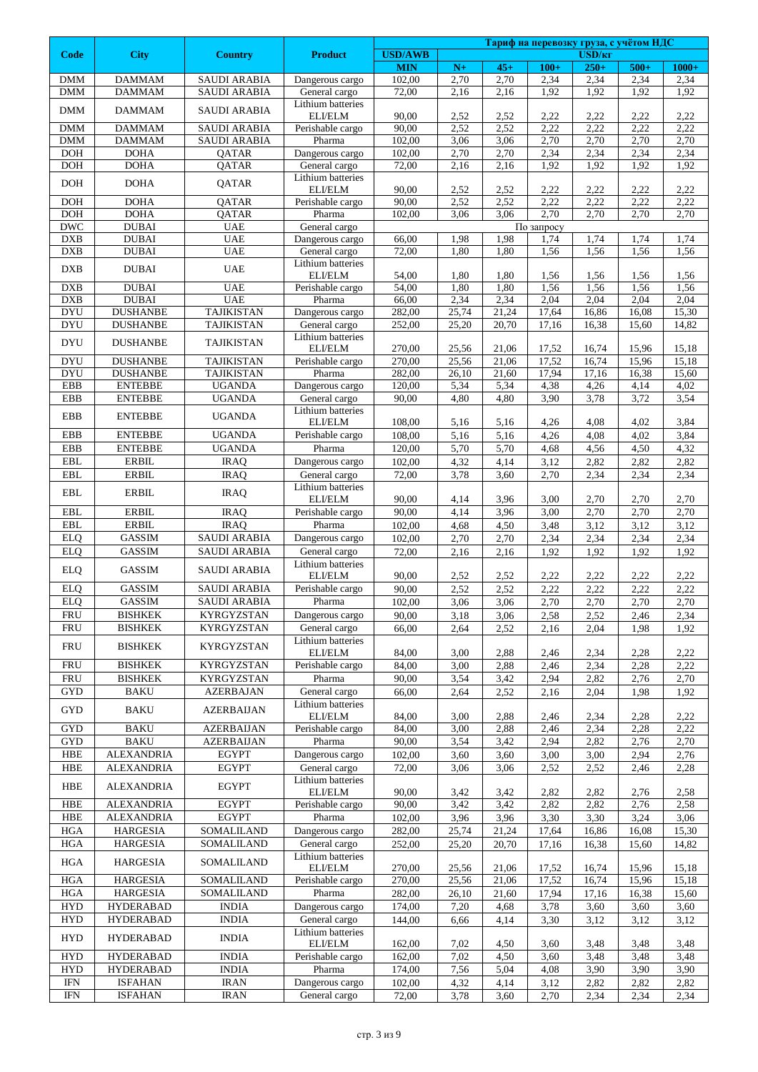| Code | City | Country | Product | Тариф на перевозку груза, с учётом НДС | | | | | | |
|---|---|---|---|---|---|---|---|---|---|---|
| | | | | USD/AWB | USD/кг | | | | | |
| | | | | MIN | N+ | 45+ | 100+ | 250+ | 500+ | 1000+ |
| DMM | DAMMAM | SAUDI ARABIA | Dangerous cargo | 102,00 | 2,70 | 2,70 | 2,34 | 2,34 | 2,34 | 2,34 |
| DMM | DAMMAM | SAUDI ARABIA | General cargo | 72,00 | 2,16 | 2,16 | 1,92 | 1,92 | 1,92 | 1,92 |
| DMM | DAMMAM | SAUDI ARABIA | Lithium batteries ELI/ELM | 90,00 | 2,52 | 2,52 | 2,22 | 2,22 | 2,22 | 2,22 |
| DMM | DAMMAM | SAUDI ARABIA | Perishable cargo | 90,00 | 2,52 | 2,52 | 2,22 | 2,22 | 2,22 | 2,22 |
| DMM | DAMMAM | SAUDI ARABIA | Pharma | 102,00 | 3,06 | 3,06 | 2,70 | 2,70 | 2,70 | 2,70 |
| DOH | DOHA | QATAR | Dangerous cargo | 102,00 | 2,70 | 2,70 | 2,34 | 2,34 | 2,34 | 2,34 |
| DOH | DOHA | QATAR | General cargo | 72,00 | 2,16 | 2,16 | 1,92 | 1,92 | 1,92 | 1,92 |
| DOH | DOHA | QATAR | Lithium batteries ELI/ELM | 90,00 | 2,52 | 2,52 | 2,22 | 2,22 | 2,22 | 2,22 |
| DOH | DOHA | QATAR | Perishable cargo | 90,00 | 2,52 | 2,52 | 2,22 | 2,22 | 2,22 | 2,22 |
| DOH | DOHA | QATAR | Pharma | 102,00 | 3,06 | 3,06 | 2,70 | 2,70 | 2,70 | 2,70 |
| DWC | DUBAI | UAE | General cargo | По запросу | | | | | | |
| DXB | DUBAI | UAE | Dangerous cargo | 66,00 | 1,98 | 1,98 | 1,74 | 1,74 | 1,74 | 1,74 |
| DXB | DUBAI | UAE | General cargo | 72,00 | 1,80 | 1,80 | 1,56 | 1,56 | 1,56 | 1,56 |
| DXB | DUBAI | UAE | Lithium batteries ELI/ELM | 54,00 | 1,80 | 1,80 | 1,56 | 1,56 | 1,56 | 1,56 |
| DXB | DUBAI | UAE | Perishable cargo | 54,00 | 1,80 | 1,80 | 1,56 | 1,56 | 1,56 | 1,56 |
| DXB | DUBAI | UAE | Pharma | 66,00 | 2,34 | 2,34 | 2,04 | 2,04 | 2,04 | 2,04 |
| DYU | DUSHANBE | TAJIKISTAN | Dangerous cargo | 282,00 | 25,74 | 21,24 | 17,64 | 16,86 | 16,08 | 15,30 |
| DYU | DUSHANBE | TAJIKISTAN | General cargo | 252,00 | 25,20 | 20,70 | 17,16 | 16,38 | 15,60 | 14,82 |
| DYU | DUSHANBE | TAJIKISTAN | Lithium batteries ELI/ELM | 270,00 | 25,56 | 21,06 | 17,52 | 16,74 | 15,96 | 15,18 |
| DYU | DUSHANBE | TAJIKISTAN | Perishable cargo | 270,00 | 25,56 | 21,06 | 17,52 | 16,74 | 15,96 | 15,18 |
| DYU | DUSHANBE | TAJIKISTAN | Pharma | 282,00 | 26,10 | 21,60 | 17,94 | 17,16 | 16,38 | 15,60 |
| EBB | ENTEBBE | UGANDA | Dangerous cargo | 120,00 | 5,34 | 5,34 | 4,38 | 4,26 | 4,14 | 4,02 |
| EBB | ENTEBBE | UGANDA | General cargo | 90,00 | 4,80 | 4,80 | 3,90 | 3,78 | 3,72 | 3,54 |
| EBB | ENTEBBE | UGANDA | Lithium batteries ELI/ELM | 108,00 | 5,16 | 5,16 | 4,26 | 4,08 | 4,02 | 3,84 |
| EBB | ENTEBBE | UGANDA | Perishable cargo | 108,00 | 5,16 | 5,16 | 4,26 | 4,08 | 4,02 | 3,84 |
| EBB | ENTEBBE | UGANDA | Pharma | 120,00 | 5,70 | 5,70 | 4,68 | 4,56 | 4,50 | 4,32 |
| EBL | ERBIL | IRAQ | Dangerous cargo | 102,00 | 4,32 | 4,14 | 3,12 | 2,82 | 2,82 | 2,82 |
| EBL | ERBIL | IRAQ | General cargo | 72,00 | 3,78 | 3,60 | 2,70 | 2,34 | 2,34 | 2,34 |
| EBL | ERBIL | IRAQ | Lithium batteries ELI/ELM | 90,00 | 4,14 | 3,96 | 3,00 | 2,70 | 2,70 | 2,70 |
| EBL | ERBIL | IRAQ | Perishable cargo | 90,00 | 4,14 | 3,96 | 3,00 | 2,70 | 2,70 | 2,70 |
| EBL | ERBIL | IRAQ | Pharma | 102,00 | 4,68 | 4,50 | 3,48 | 3,12 | 3,12 | 3,12 |
| ELQ | GASSIM | SAUDI ARABIA | Dangerous cargo | 102,00 | 2,70 | 2,70 | 2,34 | 2,34 | 2,34 | 2,34 |
| ELQ | GASSIM | SAUDI ARABIA | General cargo | 72,00 | 2,16 | 2,16 | 1,92 | 1,92 | 1,92 | 1,92 |
| ELQ | GASSIM | SAUDI ARABIA | Lithium batteries ELI/ELM | 90,00 | 2,52 | 2,52 | 2,22 | 2,22 | 2,22 | 2,22 |
| ELQ | GASSIM | SAUDI ARABIA | Perishable cargo | 90,00 | 2,52 | 2,52 | 2,22 | 2,22 | 2,22 | 2,22 |
| ELQ | GASSIM | SAUDI ARABIA | Pharma | 102,00 | 3,06 | 3,06 | 2,70 | 2,70 | 2,70 | 2,70 |
| FRU | BISHKEK | KYRGYZSTAN | Dangerous cargo | 90,00 | 3,18 | 3,06 | 2,58 | 2,52 | 2,46 | 2,34 |
| FRU | BISHKEK | KYRGYZSTAN | General cargo | 66,00 | 2,64 | 2,52 | 2,16 | 2,04 | 1,98 | 1,92 |
| FRU | BISHKEK | KYRGYZSTAN | Lithium batteries ELI/ELM | 84,00 | 3,00 | 2,88 | 2,46 | 2,34 | 2,28 | 2,22 |
| FRU | BISHKEK | KYRGYZSTAN | Perishable cargo | 84,00 | 3,00 | 2,88 | 2,46 | 2,34 | 2,28 | 2,22 |
| FRU | BISHKEK | KYRGYZSTAN | Pharma | 90,00 | 3,54 | 3,42 | 2,94 | 2,82 | 2,76 | 2,70 |
| GYD | BAKU | AZERBAJAN | General cargo | 66,00 | 2,64 | 2,52 | 2,16 | 2,04 | 1,98 | 1,92 |
| GYD | BAKU | AZERBAIJAN | Lithium batteries ELI/ELM | 84,00 | 3,00 | 2,88 | 2,46 | 2,34 | 2,28 | 2,22 |
| GYD | BAKU | AZERBAIJAN | Perishable cargo | 84,00 | 3,00 | 2,88 | 2,46 | 2,34 | 2,28 | 2,22 |
| GYD | BAKU | AZERBAIJAN | Pharma | 90,00 | 3,54 | 3,42 | 2,94 | 2,82 | 2,76 | 2,70 |
| HBE | ALEXANDRIA | EGYPT | Dangerous cargo | 102,00 | 3,60 | 3,60 | 3,00 | 3,00 | 2,94 | 2,76 |
| HBE | ALEXANDRIA | EGYPT | General cargo | 72,00 | 3,06 | 3,06 | 2,52 | 2,52 | 2,46 | 2,28 |
| HBE | ALEXANDRIA | EGYPT | Lithium batteries ELI/ELM | 90,00 | 3,42 | 3,42 | 2,82 | 2,82 | 2,76 | 2,58 |
| HBE | ALEXANDRIA | EGYPT | Perishable cargo | 90,00 | 3,42 | 3,42 | 2,82 | 2,82 | 2,76 | 2,58 |
| HBE | ALEXANDRIA | EGYPT | Pharma | 102,00 | 3,96 | 3,96 | 3,30 | 3,30 | 3,24 | 3,06 |
| HGA | HARGESIA | SOMALILAND | Dangerous cargo | 282,00 | 25,74 | 21,24 | 17,64 | 16,86 | 16,08 | 15,30 |
| HGA | HARGESIA | SOMALILAND | General cargo | 252,00 | 25,20 | 20,70 | 17,16 | 16,38 | 15,60 | 14,82 |
| HGA | HARGESIA | SOMALILAND | Lithium batteries ELI/ELM | 270,00 | 25,56 | 21,06 | 17,52 | 16,74 | 15,96 | 15,18 |
| HGA | HARGESIA | SOMALILAND | Perishable cargo | 270,00 | 25,56 | 21,06 | 17,52 | 16,74 | 15,96 | 15,18 |
| HGA | HARGESIA | SOMALILAND | Pharma | 282,00 | 26,10 | 21,60 | 17,94 | 17,16 | 16,38 | 15,60 |
| HYD | HYDERABAD | INDIA | Dangerous cargo | 174,00 | 7,20 | 4,68 | 3,78 | 3,60 | 3,60 | 3,60 |
| HYD | HYDERABAD | INDIA | General cargo | 144,00 | 6,66 | 4,14 | 3,30 | 3,12 | 3,12 | 3,12 |
| HYD | HYDERABAD | INDIA | Lithium batteries ELI/ELM | 162,00 | 7,02 | 4,50 | 3,60 | 3,48 | 3,48 | 3,48 |
| HYD | HYDERABAD | INDIA | Perishable cargo | 162,00 | 7,02 | 4,50 | 3,60 | 3,48 | 3,48 | 3,48 |
| HYD | HYDERABAD | INDIA | Pharma | 174,00 | 7,56 | 5,04 | 4,08 | 3,90 | 3,90 | 3,90 |
| IFN | ISFAHAN | IRAN | Dangerous cargo | 102,00 | 4,32 | 4,14 | 3,12 | 2,82 | 2,82 | 2,82 |
| IFN | ISFAHAN | IRAN | General cargo | 72,00 | 3,78 | 3,60 | 2,70 | 2,34 | 2,34 | 2,34 |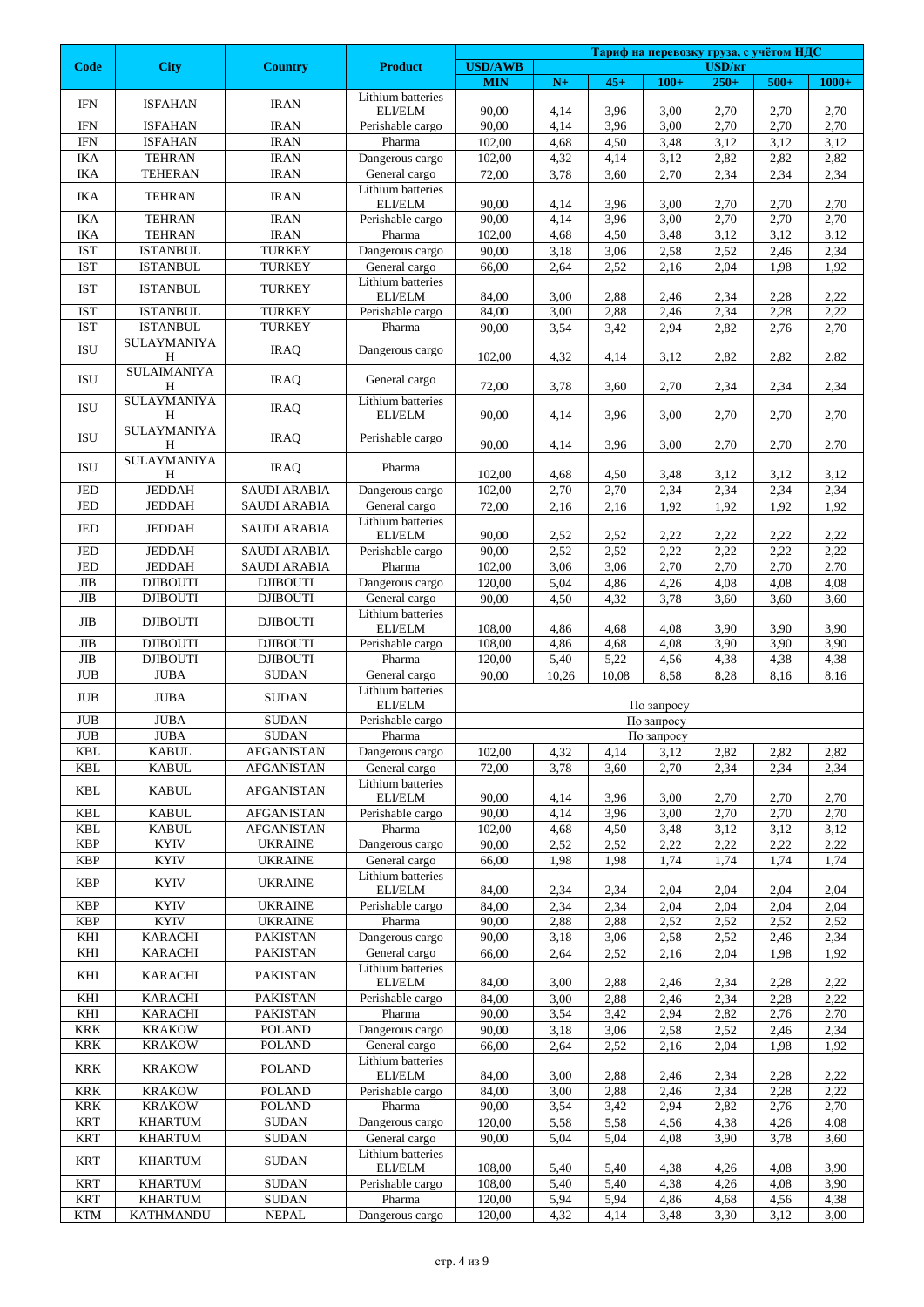| Code | City | Country | Product | Тариф на перевозку груза, с учётом НДС | | | | | | |
|---|---|---|---|---|---|---|---|---|---|---|
| | | | | USD/AWB | USD/кг | | | | | |
| | | | | MIN | N+ | 45+ | 100+ | 250+ | 500+ | 1000+ |
| IFN | ISFAHAN | IRAN | Lithium batteries ELI/ELM | 90,00 | 4,14 | 3,96 | 3,00 | 2,70 | 2,70 | 2,70 |
| IFN | ISFAHAN | IRAN | Perishable cargo | 90,00 | 4,14 | 3,96 | 3,00 | 2,70 | 2,70 | 2,70 |
| IFN | ISFAHAN | IRAN | Pharma | 102,00 | 4,68 | 4,50 | 3,48 | 3,12 | 3,12 | 3,12 |
| IKA | TEHRAN | IRAN | Dangerous cargo | 102,00 | 4,32 | 4,14 | 3,12 | 2,82 | 2,82 | 2,82 |
| IKA | TEHERAN | IRAN | General cargo | 72,00 | 3,78 | 3,60 | 2,70 | 2,34 | 2,34 | 2,34 |
| IKA | TEHRAN | IRAN | Lithium batteries ELI/ELM | 90,00 | 4,14 | 3,96 | 3,00 | 2,70 | 2,70 | 2,70 |
| IKA | TEHRAN | IRAN | Perishable cargo | 90,00 | 4,14 | 3,96 | 3,00 | 2,70 | 2,70 | 2,70 |
| IKA | TEHRAN | IRAN | Pharma | 102,00 | 4,68 | 4,50 | 3,48 | 3,12 | 3,12 | 3,12 |
| IST | ISTANBUL | TURKEY | Dangerous cargo | 90,00 | 3,18 | 3,06 | 2,58 | 2,52 | 2,46 | 2,34 |
| IST | ISTANBUL | TURKEY | General cargo | 66,00 | 2,64 | 2,52 | 2,16 | 2,04 | 1,98 | 1,92 |
| IST | ISTANBUL | TURKEY | Lithium batteries ELI/ELM | 84,00 | 3,00 | 2,88 | 2,46 | 2,34 | 2,28 | 2,22 |
| IST | ISTANBUL | TURKEY | Perishable cargo | 84,00 | 3,00 | 2,88 | 2,46 | 2,34 | 2,28 | 2,22 |
| IST | ISTANBUL | TURKEY | Pharma | 90,00 | 3,54 | 3,42 | 2,94 | 2,82 | 2,76 | 2,70 |
| ISU | SULAYMANIYAH | IRAQ | Dangerous cargo | 102,00 | 4,32 | 4,14 | 3,12 | 2,82 | 2,82 | 2,82 |
| ISU | SULAIMANIYAH | IRAQ | General cargo | 72,00 | 3,78 | 3,60 | 2,70 | 2,34 | 2,34 | 2,34 |
| ISU | SULAYMANIYAH | IRAQ | Lithium batteries ELI/ELM | 90,00 | 4,14 | 3,96 | 3,00 | 2,70 | 2,70 | 2,70 |
| ISU | SULAYMANIYAH | IRAQ | Perishable cargo | 90,00 | 4,14 | 3,96 | 3,00 | 2,70 | 2,70 | 2,70 |
| ISU | SULAYMANIYAH | IRAQ | Pharma | 102,00 | 4,68 | 4,50 | 3,48 | 3,12 | 3,12 | 3,12 |
| JED | JEDDAH | SAUDI ARABIA | Dangerous cargo | 102,00 | 2,70 | 2,70 | 2,34 | 2,34 | 2,34 | 2,34 |
| JED | JEDDAH | SAUDI ARABIA | General cargo | 72,00 | 2,16 | 2,16 | 1,92 | 1,92 | 1,92 | 1,92 |
| JED | JEDDAH | SAUDI ARABIA | Lithium batteries ELI/ELM | 90,00 | 2,52 | 2,52 | 2,22 | 2,22 | 2,22 | 2,22 |
| JED | JEDDAH | SAUDI ARABIA | Perishable cargo | 90,00 | 2,52 | 2,52 | 2,22 | 2,22 | 2,22 | 2,22 |
| JED | JEDDAH | SAUDI ARABIA | Pharma | 102,00 | 3,06 | 3,06 | 2,70 | 2,70 | 2,70 | 2,70 |
| JIB | DJIBOUTI | DJIBOUTI | Dangerous cargo | 120,00 | 5,04 | 4,86 | 4,26 | 4,08 | 4,08 | 4,08 |
| JIB | DJIBOUTI | DJIBOUTI | General cargo | 90,00 | 4,50 | 4,32 | 3,78 | 3,60 | 3,60 | 3,60 |
| JIB | DJIBOUTI | DJIBOUTI | Lithium batteries ELI/ELM | 108,00 | 4,86 | 4,68 | 4,08 | 3,90 | 3,90 | 3,90 |
| JIB | DJIBOUTI | DJIBOUTI | Perishable cargo | 108,00 | 4,86 | 4,68 | 4,08 | 3,90 | 3,90 | 3,90 |
| JIB | DJIBOUTI | DJIBOUTI | Pharma | 120,00 | 5,40 | 5,22 | 4,56 | 4,38 | 4,38 | 4,38 |
| JUB | JUBA | SUDAN | General cargo | 90,00 | 10,26 | 10,08 | 8,58 | 8,28 | 8,16 | 8,16 |
| JUB | JUBA | SUDAN | Lithium batteries ELI/ELM | По запросу | | | | | | |
| JUB | JUBA | SUDAN | Perishable cargo | По запросу | | | | | | |
| JUB | JUBA | SUDAN | Pharma | По запросу | | | | | | |
| KBL | KABUL | AFGANISTAN | Dangerous cargo | 102,00 | 4,32 | 4,14 | 3,12 | 2,82 | 2,82 | 2,82 |
| KBL | KABUL | AFGANISTAN | General cargo | 72,00 | 3,78 | 3,60 | 2,70 | 2,34 | 2,34 | 2,34 |
| KBL | KABUL | AFGANISTAN | Lithium batteries ELI/ELM | 90,00 | 4,14 | 3,96 | 3,00 | 2,70 | 2,70 | 2,70 |
| KBL | KABUL | AFGANISTAN | Perishable cargo | 90,00 | 4,14 | 3,96 | 3,00 | 2,70 | 2,70 | 2,70 |
| KBL | KABUL | AFGANISTAN | Pharma | 102,00 | 4,68 | 4,50 | 3,48 | 3,12 | 3,12 | 3,12 |
| KBP | KYIV | UKRAINE | Dangerous cargo | 90,00 | 2,52 | 2,52 | 2,22 | 2,22 | 2,22 | 2,22 |
| KBP | KYIV | UKRAINE | General cargo | 66,00 | 1,98 | 1,98 | 1,74 | 1,74 | 1,74 | 1,74 |
| KBP | KYIV | UKRAINE | Lithium batteries ELI/ELM | 84,00 | 2,34 | 2,34 | 2,04 | 2,04 | 2,04 | 2,04 |
| KBP | KYIV | UKRAINE | Perishable cargo | 84,00 | 2,34 | 2,34 | 2,04 | 2,04 | 2,04 | 2,04 |
| KBP | KYIV | UKRAINE | Pharma | 90,00 | 2,88 | 2,88 | 2,52 | 2,52 | 2,52 | 2,52 |
| KHI | KARACHI | PAKISTAN | Dangerous cargo | 90,00 | 3,18 | 3,06 | 2,58 | 2,52 | 2,46 | 2,34 |
| KHI | KARACHI | PAKISTAN | General cargo | 66,00 | 2,64 | 2,52 | 2,16 | 2,04 | 1,98 | 1,92 |
| KHI | KARACHI | PAKISTAN | Lithium batteries ELI/ELM | 84,00 | 3,00 | 2,88 | 2,46 | 2,34 | 2,28 | 2,22 |
| KHI | KARACHI | PAKISTAN | Perishable cargo | 84,00 | 3,00 | 2,88 | 2,46 | 2,34 | 2,28 | 2,22 |
| KHI | KARACHI | PAKISTAN | Pharma | 90,00 | 3,54 | 3,42 | 2,94 | 2,82 | 2,76 | 2,70 |
| KRK | KRAKOW | POLAND | Dangerous cargo | 90,00 | 3,18 | 3,06 | 2,58 | 2,52 | 2,46 | 2,34 |
| KRK | KRAKOW | POLAND | General cargo | 66,00 | 2,64 | 2,52 | 2,16 | 2,04 | 1,98 | 1,92 |
| KRK | KRAKOW | POLAND | Lithium batteries ELI/ELM | 84,00 | 3,00 | 2,88 | 2,46 | 2,34 | 2,28 | 2,22 |
| KRK | KRAKOW | POLAND | Perishable cargo | 84,00 | 3,00 | 2,88 | 2,46 | 2,34 | 2,28 | 2,22 |
| KRK | KRAKOW | POLAND | Pharma | 90,00 | 3,54 | 3,42 | 2,94 | 2,82 | 2,76 | 2,70 |
| KRT | KHARTUM | SUDAN | Dangerous cargo | 120,00 | 5,58 | 5,58 | 4,56 | 4,38 | 4,26 | 4,08 |
| KRT | KHARTUM | SUDAN | General cargo | 90,00 | 5,04 | 5,04 | 4,08 | 3,90 | 3,78 | 3,60 |
| KRT | KHARTUM | SUDAN | Lithium batteries ELI/ELM | 108,00 | 5,40 | 5,40 | 4,38 | 4,26 | 4,08 | 3,90 |
| KRT | KHARTUM | SUDAN | Perishable cargo | 108,00 | 5,40 | 5,40 | 4,38 | 4,26 | 4,08 | 3,90 |
| KRT | KHARTUM | SUDAN | Pharma | 120,00 | 5,94 | 5,94 | 4,86 | 4,68 | 4,56 | 4,38 |
| KTM | KATHMANDU | NEPAL | Dangerous cargo | 120,00 | 4,32 | 4,14 | 3,48 | 3,30 | 3,12 | 3,00 |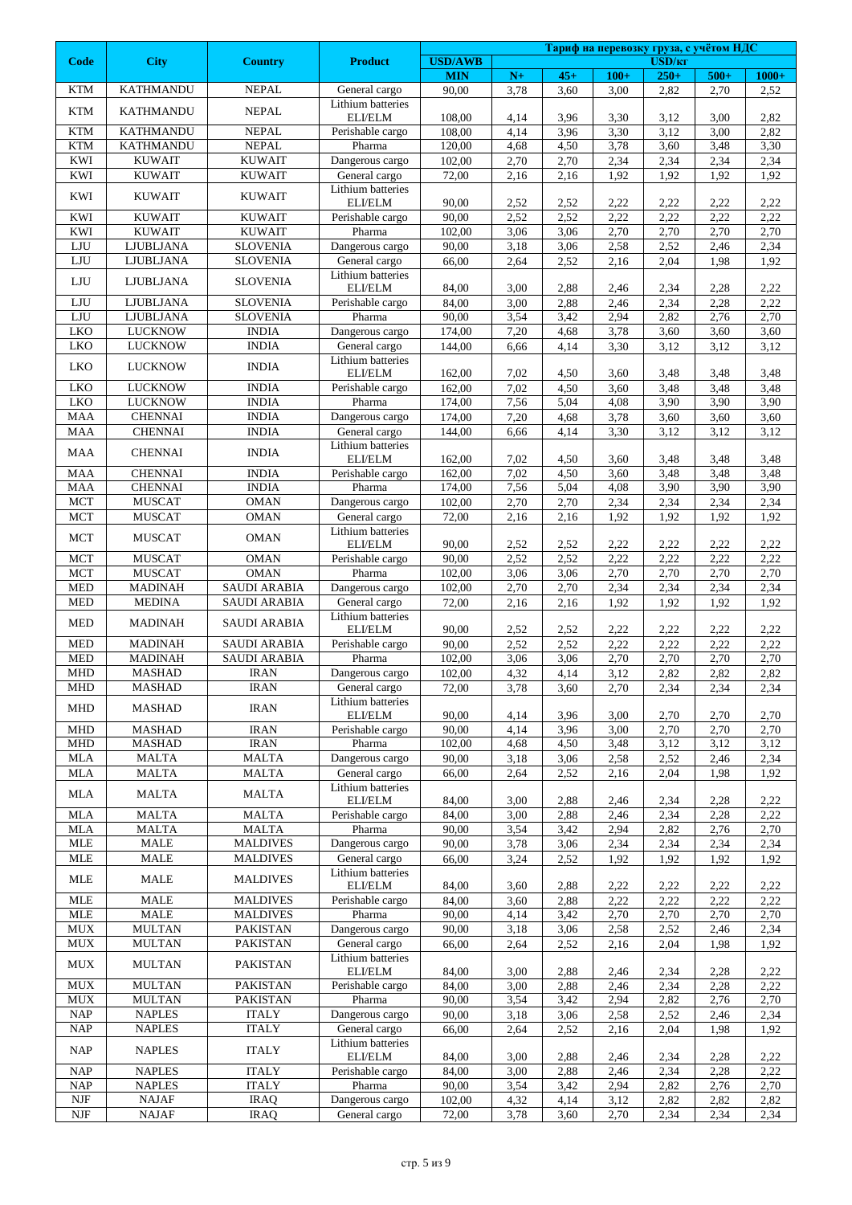| Code | City | Country | Product | Тариф на перевозку груза, с учётом НДС | | | | | | |
|---|---|---|---|---|---|---|---|---|---|---|
| | | | | USD/AWB | USD/кг | | | | | |
| | | | | MIN | N+ | 45+ | 100+ | 250+ | 500+ | 1000+ |
| KTM | KATHMANDU | NEPAL | General cargo | 90,00 | 3,78 | 3,60 | 3,00 | 2,82 | 2,70 | 2,52 |
| KTM | KATHMANDU | NEPAL | Lithium batteries ELI/ELM | 108,00 | 4,14 | 3,96 | 3,30 | 3,12 | 3,00 | 2,82 |
| KTM | KATHMANDU | NEPAL | Perishable cargo | 108,00 | 4,14 | 3,96 | 3,30 | 3,12 | 3,00 | 2,82 |
| KTM | KATHMANDU | NEPAL | Pharma | 120,00 | 4,68 | 4,50 | 3,78 | 3,60 | 3,48 | 3,30 |
| KWI | KUWAIT | KUWAIT | Dangerous cargo | 102,00 | 2,70 | 2,70 | 2,34 | 2,34 | 2,34 | 2,34 |
| KWI | KUWAIT | KUWAIT | General cargo | 72,00 | 2,16 | 2,16 | 1,92 | 1,92 | 1,92 | 1,92 |
| KWI | KUWAIT | KUWAIT | Lithium batteries ELI/ELM | 90,00 | 2,52 | 2,52 | 2,22 | 2,22 | 2,22 | 2,22 |
| KWI | KUWAIT | KUWAIT | Perishable cargo | 90,00 | 2,52 | 2,52 | 2,22 | 2,22 | 2,22 | 2,22 |
| KWI | KUWAIT | KUWAIT | Pharma | 102,00 | 3,06 | 3,06 | 2,70 | 2,70 | 2,70 | 2,70 |
| LJU | LJUBLJANA | SLOVENIA | Dangerous cargo | 90,00 | 3,18 | 3,06 | 2,58 | 2,52 | 2,46 | 2,34 |
| LJU | LJUBLJANA | SLOVENIA | General cargo | 66,00 | 2,64 | 2,52 | 2,16 | 2,04 | 1,98 | 1,92 |
| LJU | LJUBLJANA | SLOVENIA | Lithium batteries ELI/ELM | 84,00 | 3,00 | 2,88 | 2,46 | 2,34 | 2,28 | 2,22 |
| LJU | LJUBLJANA | SLOVENIA | Perishable cargo | 84,00 | 3,00 | 2,88 | 2,46 | 2,34 | 2,28 | 2,22 |
| LJU | LJUBLJANA | SLOVENIA | Pharma | 90,00 | 3,54 | 3,42 | 2,94 | 2,82 | 2,76 | 2,70 |
| LKO | LUCKNOW | INDIA | Dangerous cargo | 174,00 | 7,20 | 4,68 | 3,78 | 3,60 | 3,60 | 3,60 |
| LKO | LUCKNOW | INDIA | General cargo | 144,00 | 6,66 | 4,14 | 3,30 | 3,12 | 3,12 | 3,12 |
| LKO | LUCKNOW | INDIA | Lithium batteries ELI/ELM | 162,00 | 7,02 | 4,50 | 3,60 | 3,48 | 3,48 | 3,48 |
| LKO | LUCKNOW | INDIA | Perishable cargo | 162,00 | 7,02 | 4,50 | 3,60 | 3,48 | 3,48 | 3,48 |
| LKO | LUCKNOW | INDIA | Pharma | 174,00 | 7,56 | 5,04 | 4,08 | 3,90 | 3,90 | 3,90 |
| MAA | CHENNAI | INDIA | Dangerous cargo | 174,00 | 7,20 | 4,68 | 3,78 | 3,60 | 3,60 | 3,60 |
| MAA | CHENNAI | INDIA | General cargo | 144,00 | 6,66 | 4,14 | 3,30 | 3,12 | 3,12 | 3,12 |
| MAA | CHENNAI | INDIA | Lithium batteries ELI/ELM | 162,00 | 7,02 | 4,50 | 3,60 | 3,48 | 3,48 | 3,48 |
| MAA | CHENNAI | INDIA | Perishable cargo | 162,00 | 7,02 | 4,50 | 3,60 | 3,48 | 3,48 | 3,48 |
| MAA | CHENNAI | INDIA | Pharma | 174,00 | 7,56 | 5,04 | 4,08 | 3,90 | 3,90 | 3,90 |
| MCT | MUSCAT | OMAN | Dangerous cargo | 102,00 | 2,70 | 2,70 | 2,34 | 2,34 | 2,34 | 2,34 |
| MCT | MUSCAT | OMAN | General cargo | 72,00 | 2,16 | 2,16 | 1,92 | 1,92 | 1,92 | 1,92 |
| MCT | MUSCAT | OMAN | Lithium batteries ELI/ELM | 90,00 | 2,52 | 2,52 | 2,22 | 2,22 | 2,22 | 2,22 |
| MCT | MUSCAT | OMAN | Perishable cargo | 90,00 | 2,52 | 2,52 | 2,22 | 2,22 | 2,22 | 2,22 |
| MCT | MUSCAT | OMAN | Pharma | 102,00 | 3,06 | 3,06 | 2,70 | 2,70 | 2,70 | 2,70 |
| MED | MADINAH | SAUDI ARABIA | Dangerous cargo | 102,00 | 2,70 | 2,70 | 2,34 | 2,34 | 2,34 | 2,34 |
| MED | MEDINA | SAUDI ARABIA | General cargo | 72,00 | 2,16 | 2,16 | 1,92 | 1,92 | 1,92 | 1,92 |
| MED | MADINAH | SAUDI ARABIA | Lithium batteries ELI/ELM | 90,00 | 2,52 | 2,52 | 2,22 | 2,22 | 2,22 | 2,22 |
| MED | MADINAH | SAUDI ARABIA | Perishable cargo | 90,00 | 2,52 | 2,52 | 2,22 | 2,22 | 2,22 | 2,22 |
| MED | MADINAH | SAUDI ARABIA | Pharma | 102,00 | 3,06 | 3,06 | 2,70 | 2,70 | 2,70 | 2,70 |
| MHD | MASHAD | IRAN | Dangerous cargo | 102,00 | 4,32 | 4,14 | 3,12 | 2,82 | 2,82 | 2,82 |
| MHD | MASHAD | IRAN | General cargo | 72,00 | 3,78 | 3,60 | 2,70 | 2,34 | 2,34 | 2,34 |
| MHD | MASHAD | IRAN | Lithium batteries ELI/ELM | 90,00 | 4,14 | 3,96 | 3,00 | 2,70 | 2,70 | 2,70 |
| MHD | MASHAD | IRAN | Perishable cargo | 90,00 | 4,14 | 3,96 | 3,00 | 2,70 | 2,70 | 2,70 |
| MHD | MASHAD | IRAN | Pharma | 102,00 | 4,68 | 4,50 | 3,48 | 3,12 | 3,12 | 3,12 |
| MLA | MALTA | MALTA | Dangerous cargo | 90,00 | 3,18 | 3,06 | 2,58 | 2,52 | 2,46 | 2,34 |
| MLA | MALTA | MALTA | General cargo | 66,00 | 2,64 | 2,52 | 2,16 | 2,04 | 1,98 | 1,92 |
| MLA | MALTA | MALTA | Lithium batteries ELI/ELM | 84,00 | 3,00 | 2,88 | 2,46 | 2,34 | 2,28 | 2,22 |
| MLA | MALTA | MALTA | Perishable cargo | 84,00 | 3,00 | 2,88 | 2,46 | 2,34 | 2,28 | 2,22 |
| MLA | MALTA | MALTA | Pharma | 90,00 | 3,54 | 3,42 | 2,94 | 2,82 | 2,76 | 2,70 |
| MLE | MALE | MALDIVES | Dangerous cargo | 90,00 | 3,78 | 3,06 | 2,34 | 2,34 | 2,34 | 2,34 |
| MLE | MALE | MALDIVES | General cargo | 66,00 | 3,24 | 2,52 | 1,92 | 1,92 | 1,92 | 1,92 |
| MLE | MALE | MALDIVES | Lithium batteries ELI/ELM | 84,00 | 3,60 | 2,88 | 2,22 | 2,22 | 2,22 | 2,22 |
| MLE | MALE | MALDIVES | Perishable cargo | 84,00 | 3,60 | 2,88 | 2,22 | 2,22 | 2,22 | 2,22 |
| MLE | MALE | MALDIVES | Pharma | 90,00 | 4,14 | 3,42 | 2,70 | 2,70 | 2,70 | 2,70 |
| MUX | MULTAN | PAKISTAN | Dangerous cargo | 90,00 | 3,18 | 3,06 | 2,58 | 2,52 | 2,46 | 2,34 |
| MUX | MULTAN | PAKISTAN | General cargo | 66,00 | 2,64 | 2,52 | 2,16 | 2,04 | 1,98 | 1,92 |
| MUX | MULTAN | PAKISTAN | Lithium batteries ELI/ELM | 84,00 | 3,00 | 2,88 | 2,46 | 2,34 | 2,28 | 2,22 |
| MUX | MULTAN | PAKISTAN | Perishable cargo | 84,00 | 3,00 | 2,88 | 2,46 | 2,34 | 2,28 | 2,22 |
| MUX | MULTAN | PAKISTAN | Pharma | 90,00 | 3,54 | 3,42 | 2,94 | 2,82 | 2,76 | 2,70 |
| NAP | NAPLES | ITALY | Dangerous cargo | 90,00 | 3,18 | 3,06 | 2,58 | 2,52 | 2,46 | 2,34 |
| NAP | NAPLES | ITALY | General cargo | 66,00 | 2,64 | 2,52 | 2,16 | 2,04 | 1,98 | 1,92 |
| NAP | NAPLES | ITALY | Lithium batteries ELI/ELM | 84,00 | 3,00 | 2,88 | 2,46 | 2,34 | 2,28 | 2,22 |
| NAP | NAPLES | ITALY | Perishable cargo | 84,00 | 3,00 | 2,88 | 2,46 | 2,34 | 2,28 | 2,22 |
| NAP | NAPLES | ITALY | Pharma | 90,00 | 3,54 | 3,42 | 2,94 | 2,82 | 2,76 | 2,70 |
| NJF | NAJAF | IRAQ | Dangerous cargo | 102,00 | 4,32 | 4,14 | 3,12 | 2,82 | 2,82 | 2,82 |
| NJF | NAJAF | IRAQ | General cargo | 72,00 | 3,78 | 3,60 | 2,70 | 2,34 | 2,34 | 2,34 |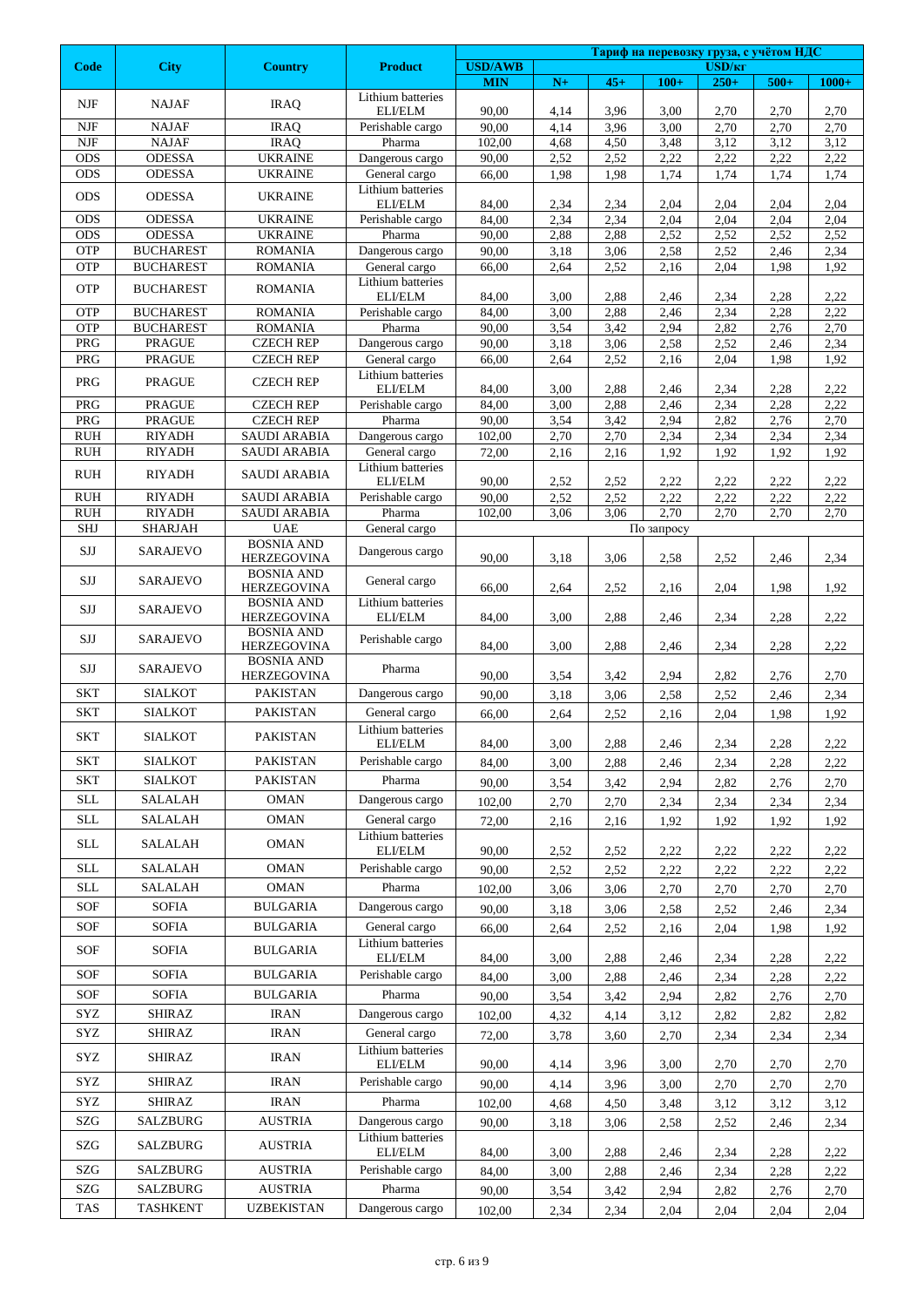| Code | City | Country | Product | Тариф на перевозку груза, с учётом НДС | | | | | | |
|---|---|---|---|---|---|---|---|---|---|---|
| | | | | USD/AWB | USD/кг | | | | | |
| | | | | MIN | N+ | 45+ | 100+ | 250+ | 500+ | 1000+ |
| NJF | NAJAF | IRAQ | Lithium batteries ELI/ELM | 90,00 | 4,14 | 3,96 | 3,00 | 2,70 | 2,70 | 2,70 |
| NJF | NAJAF | IRAQ | Perishable cargo | 90,00 | 4,14 | 3,96 | 3,00 | 2,70 | 2,70 | 2,70 |
| NJF | NAJAF | IRAQ | Pharma | 102,00 | 4,68 | 4,50 | 3,48 | 3,12 | 3,12 | 3,12 |
| ODS | ODESSA | UKRAINE | Dangerous cargo | 90,00 | 2,52 | 2,52 | 2,22 | 2,22 | 2,22 | 2,22 |
| ODS | ODESSA | UKRAINE | General cargo | 66,00 | 1,98 | 1,98 | 1,74 | 1,74 | 1,74 | 1,74 |
| ODS | ODESSA | UKRAINE | Lithium batteries ELI/ELM | 84,00 | 2,34 | 2,34 | 2,04 | 2,04 | 2,04 | 2,04 |
| ODS | ODESSA | UKRAINE | Perishable cargo | 84,00 | 2,34 | 2,34 | 2,04 | 2,04 | 2,04 | 2,04 |
| ODS | ODESSA | UKRAINE | Pharma | 90,00 | 2,88 | 2,88 | 2,52 | 2,52 | 2,52 | 2,52 |
| OTP | BUCHAREST | ROMANIA | Dangerous cargo | 90,00 | 3,18 | 3,06 | 2,58 | 2,52 | 2,46 | 2,34 |
| OTP | BUCHAREST | ROMANIA | General cargo | 66,00 | 2,64 | 2,52 | 2,16 | 2,04 | 1,98 | 1,92 |
| OTP | BUCHAREST | ROMANIA | Lithium batteries ELI/ELM | 84,00 | 3,00 | 2,88 | 2,46 | 2,34 | 2,28 | 2,22 |
| OTP | BUCHAREST | ROMANIA | Perishable cargo | 84,00 | 3,00 | 2,88 | 2,46 | 2,34 | 2,28 | 2,22 |
| OTP | BUCHAREST | ROMANIA | Pharma | 90,00 | 3,54 | 3,42 | 2,94 | 2,82 | 2,76 | 2,70 |
| PRG | PRAGUE | CZECH REP | Dangerous cargo | 90,00 | 3,18 | 3,06 | 2,58 | 2,52 | 2,46 | 2,34 |
| PRG | PRAGUE | CZECH REP | General cargo | 66,00 | 2,64 | 2,52 | 2,16 | 2,04 | 1,98 | 1,92 |
| PRG | PRAGUE | CZECH REP | Lithium batteries ELI/ELM | 84,00 | 3,00 | 2,88 | 2,46 | 2,34 | 2,28 | 2,22 |
| PRG | PRAGUE | CZECH REP | Perishable cargo | 84,00 | 3,00 | 2,88 | 2,46 | 2,34 | 2,28 | 2,22 |
| PRG | PRAGUE | CZECH REP | Pharma | 90,00 | 3,54 | 3,42 | 2,94 | 2,82 | 2,76 | 2,70 |
| RUH | RIYADH | SAUDI ARABIA | Dangerous cargo | 102,00 | 2,70 | 2,70 | 2,34 | 2,34 | 2,34 | 2,34 |
| RUH | RIYADH | SAUDI ARABIA | General cargo | 72,00 | 2,16 | 2,16 | 1,92 | 1,92 | 1,92 | 1,92 |
| RUH | RIYADH | SAUDI ARABIA | Lithium batteries ELI/ELM | 90,00 | 2,52 | 2,52 | 2,22 | 2,22 | 2,22 | 2,22 |
| RUH | RIYADH | SAUDI ARABIA | Perishable cargo | 90,00 | 2,52 | 2,52 | 2,22 | 2,22 | 2,22 | 2,22 |
| RUH | RIYADH | SAUDI ARABIA | Pharma | 102,00 | 3,06 | 3,06 | 2,70 | 2,70 | 2,70 | 2,70 |
| SHJ | SHARJAH | UAE | General cargo | По запросу | | | | | | |
| SJJ | SARAJEVO | BOSNIA AND HERZEGOVINA | Dangerous cargo | 90,00 | 3,18 | 3,06 | 2,58 | 2,52 | 2,46 | 2,34 |
| SJJ | SARAJEVO | BOSNIA AND HERZEGOVINA | General cargo | 66,00 | 2,64 | 2,52 | 2,16 | 2,04 | 1,98 | 1,92 |
| SJJ | SARAJEVO | BOSNIA AND HERZEGOVINA | Lithium batteries ELI/ELM | 84,00 | 3,00 | 2,88 | 2,46 | 2,34 | 2,28 | 2,22 |
| SJJ | SARAJEVO | BOSNIA AND HERZEGOVINA | Perishable cargo | 84,00 | 3,00 | 2,88 | 2,46 | 2,34 | 2,28 | 2,22 |
| SJJ | SARAJEVO | BOSNIA AND HERZEGOVINA | Pharma | 90,00 | 3,54 | 3,42 | 2,94 | 2,82 | 2,76 | 2,70 |
| SKT | SIALKOT | PAKISTAN | Dangerous cargo | 90,00 | 3,18 | 3,06 | 2,58 | 2,52 | 2,46 | 2,34 |
| SKT | SIALKOT | PAKISTAN | General cargo | 66,00 | 2,64 | 2,52 | 2,16 | 2,04 | 1,98 | 1,92 |
| SKT | SIALKOT | PAKISTAN | Lithium batteries ELI/ELM | 84,00 | 3,00 | 2,88 | 2,46 | 2,34 | 2,28 | 2,22 |
| SKT | SIALKOT | PAKISTAN | Perishable cargo | 84,00 | 3,00 | 2,88 | 2,46 | 2,34 | 2,28 | 2,22 |
| SKT | SIALKOT | PAKISTAN | Pharma | 90,00 | 3,54 | 3,42 | 2,94 | 2,82 | 2,76 | 2,70 |
| SLL | SALALAH | OMAN | Dangerous cargo | 102,00 | 2,70 | 2,70 | 2,34 | 2,34 | 2,34 | 2,34 |
| SLL | SALALAH | OMAN | General cargo | 72,00 | 2,16 | 2,16 | 1,92 | 1,92 | 1,92 | 1,92 |
| SLL | SALALAH | OMAN | Lithium batteries ELI/ELM | 90,00 | 2,52 | 2,52 | 2,22 | 2,22 | 2,22 | 2,22 |
| SLL | SALALAH | OMAN | Perishable cargo | 90,00 | 2,52 | 2,52 | 2,22 | 2,22 | 2,22 | 2,22 |
| SLL | SALALAH | OMAN | Pharma | 102,00 | 3,06 | 3,06 | 2,70 | 2,70 | 2,70 | 2,70 |
| SOF | SOFIA | BULGARIA | Dangerous cargo | 90,00 | 3,18 | 3,06 | 2,58 | 2,52 | 2,46 | 2,34 |
| SOF | SOFIA | BULGARIA | General cargo | 66,00 | 2,64 | 2,52 | 2,16 | 2,04 | 1,98 | 1,92 |
| SOF | SOFIA | BULGARIA | Lithium batteries ELI/ELM | 84,00 | 3,00 | 2,88 | 2,46 | 2,34 | 2,28 | 2,22 |
| SOF | SOFIA | BULGARIA | Perishable cargo | 84,00 | 3,00 | 2,88 | 2,46 | 2,34 | 2,28 | 2,22 |
| SOF | SOFIA | BULGARIA | Pharma | 90,00 | 3,54 | 3,42 | 2,94 | 2,82 | 2,76 | 2,70 |
| SYZ | SHIRAZ | IRAN | Dangerous cargo | 102,00 | 4,32 | 4,14 | 3,12 | 2,82 | 2,82 | 2,82 |
| SYZ | SHIRAZ | IRAN | General cargo | 72,00 | 3,78 | 3,60 | 2,70 | 2,34 | 2,34 | 2,34 |
| SYZ | SHIRAZ | IRAN | Lithium batteries ELI/ELM | 90,00 | 4,14 | 3,96 | 3,00 | 2,70 | 2,70 | 2,70 |
| SYZ | SHIRAZ | IRAN | Perishable cargo | 90,00 | 4,14 | 3,96 | 3,00 | 2,70 | 2,70 | 2,70 |
| SYZ | SHIRAZ | IRAN | Pharma | 102,00 | 4,68 | 4,50 | 3,48 | 3,12 | 3,12 | 3,12 |
| SZG | SALZBURG | AUSTRIA | Dangerous cargo | 90,00 | 3,18 | 3,06 | 2,58 | 2,52 | 2,46 | 2,34 |
| SZG | SALZBURG | AUSTRIA | Lithium batteries ELI/ELM | 84,00 | 3,00 | 2,88 | 2,46 | 2,34 | 2,28 | 2,22 |
| SZG | SALZBURG | AUSTRIA | Perishable cargo | 84,00 | 3,00 | 2,88 | 2,46 | 2,34 | 2,28 | 2,22 |
| SZG | SALZBURG | AUSTRIA | Pharma | 90,00 | 3,54 | 3,42 | 2,94 | 2,82 | 2,76 | 2,70 |
| TAS | TASHKENT | UZBEKISTAN | Dangerous cargo | 102,00 | 2,34 | 2,34 | 2,04 | 2,04 | 2,04 | 2,04 |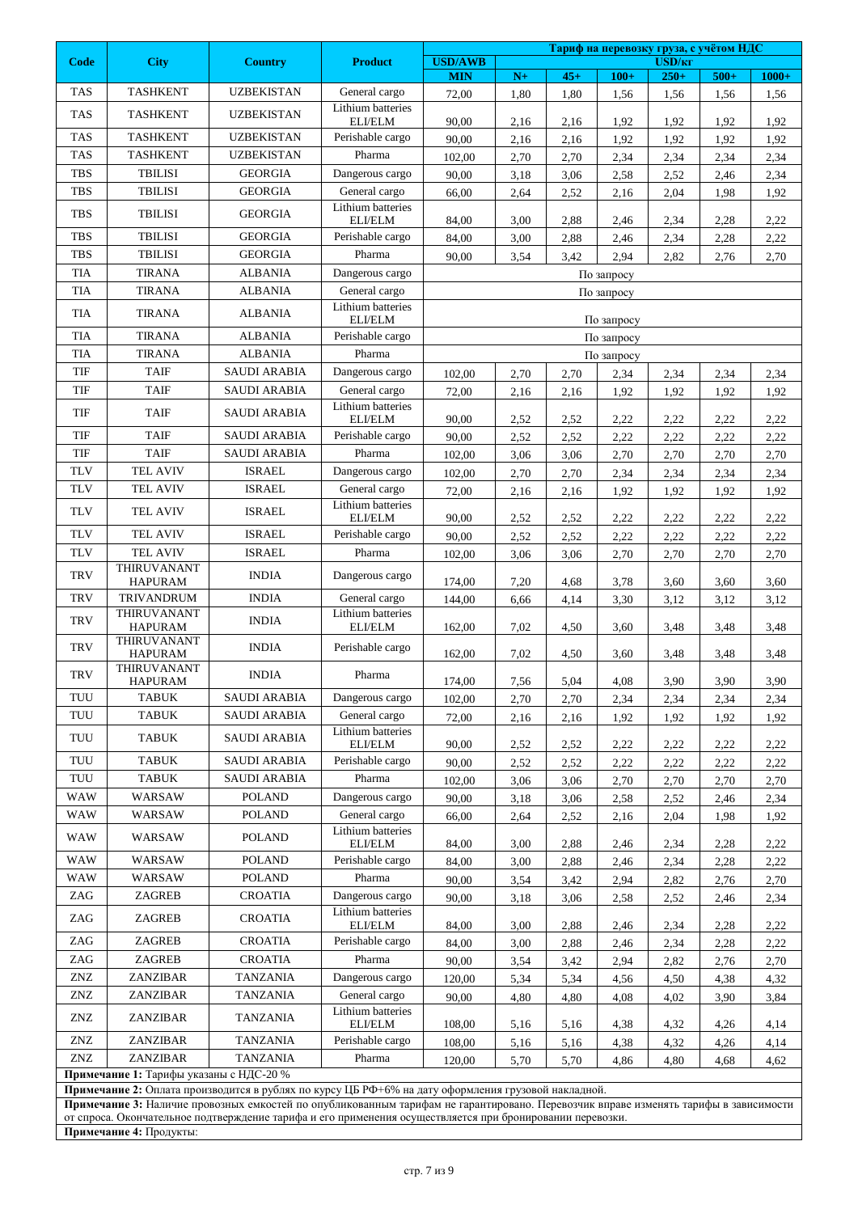| Code | City | Country | Product | Тариф на перевозку груза, с учётом НДС | | | | | | |
|---|---|---|---|---|---|---|---|---|---|---|
| | | | | USD/AWB | USD/кг | | | | | |
| | | | | MIN | N+ | 45+ | 100+ | 250+ | 500+ | 1000+ |
| TAS | TASHKENT | UZBEKISTAN | General cargo | 72,00 | 1,80 | 1,80 | 1,56 | 1,56 | 1,56 | 1,56 |
| TAS | TASHKENT | UZBEKISTAN | Lithium batteries ELI/ELM | 90,00 | 2,16 | 2,16 | 1,92 | 1,92 | 1,92 | 1,92 |
| TAS | TASHKENT | UZBEKISTAN | Perishable cargo | 90,00 | 2,16 | 2,16 | 1,92 | 1,92 | 1,92 | 1,92 |
| TAS | TASHKENT | UZBEKISTAN | Pharma | 102,00 | 2,70 | 2,70 | 2,34 | 2,34 | 2,34 | 2,34 |
| TBS | TBILISI | GEORGIA | Dangerous cargo | 90,00 | 3,18 | 3,06 | 2,58 | 2,52 | 2,46 | 2,34 |
| TBS | TBILISI | GEORGIA | General cargo | 66,00 | 2,64 | 2,52 | 2,16 | 2,04 | 1,98 | 1,92 |
| TBS | TBILISI | GEORGIA | Lithium batteries ELI/ELM | 84,00 | 3,00 | 2,88 | 2,46 | 2,34 | 2,28 | 2,22 |
| TBS | TBILISI | GEORGIA | Perishable cargo | 84,00 | 3,00 | 2,88 | 2,46 | 2,34 | 2,28 | 2,22 |
| TBS | TBILISI | GEORGIA | Pharma | 90,00 | 3,54 | 3,42 | 2,94 | 2,82 | 2,76 | 2,70 |
| TIA | TIRANA | ALBANIA | Dangerous cargo | По запросу | | | | | | |
| TIA | TIRANA | ALBANIA | General cargo | По запросу | | | | | | |
| TIA | TIRANA | ALBANIA | Lithium batteries ELI/ELM | По запросу | | | | | | |
| TIA | TIRANA | ALBANIA | Perishable cargo | По запросу | | | | | | |
| TIA | TIRANA | ALBANIA | Pharma | По запросу | | | | | | |
| TIF | TAIF | SAUDI ARABIA | Dangerous cargo | 102,00 | 2,70 | 2,70 | 2,34 | 2,34 | 2,34 | 2,34 |
| TIF | TAIF | SAUDI ARABIA | General cargo | 72,00 | 2,16 | 2,16 | 1,92 | 1,92 | 1,92 | 1,92 |
| TIF | TAIF | SAUDI ARABIA | Lithium batteries ELI/ELM | 90,00 | 2,52 | 2,52 | 2,22 | 2,22 | 2,22 | 2,22 |
| TIF | TAIF | SAUDI ARABIA | Perishable cargo | 90,00 | 2,52 | 2,52 | 2,22 | 2,22 | 2,22 | 2,22 |
| TIF | TAIF | SAUDI ARABIA | Pharma | 102,00 | 3,06 | 3,06 | 2,70 | 2,70 | 2,70 | 2,70 |
| TLV | TEL AVIV | ISRAEL | Dangerous cargo | 102,00 | 2,70 | 2,70 | 2,34 | 2,34 | 2,34 | 2,34 |
| TLV | TEL AVIV | ISRAEL | General cargo | 72,00 | 2,16 | 2,16 | 1,92 | 1,92 | 1,92 | 1,92 |
| TLV | TEL AVIV | ISRAEL | Lithium batteries ELI/ELM | 90,00 | 2,52 | 2,52 | 2,22 | 2,22 | 2,22 | 2,22 |
| TLV | TEL AVIV | ISRAEL | Perishable cargo | 90,00 | 2,52 | 2,52 | 2,22 | 2,22 | 2,22 | 2,22 |
| TLV | TEL AVIV | ISRAEL | Pharma | 102,00 | 3,06 | 3,06 | 2,70 | 2,70 | 2,70 | 2,70 |
| TRV | THIRUVANANTHAPURAM | INDIA | Dangerous cargo | 174,00 | 7,20 | 4,68 | 3,78 | 3,60 | 3,60 | 3,60 |
| TRV | TRIVANDRUM | INDIA | General cargo | 144,00 | 6,66 | 4,14 | 3,30 | 3,12 | 3,12 | 3,12 |
| TRV | THIRUVANANTHAPURAM | INDIA | Lithium batteries ELI/ELM | 162,00 | 7,02 | 4,50 | 3,60 | 3,48 | 3,48 | 3,48 |
| TRV | THIRUVANANTHAPURAM | INDIA | Perishable cargo | 162,00 | 7,02 | 4,50 | 3,60 | 3,48 | 3,48 | 3,48 |
| TRV | THIRUVANANTHAPURAM | INDIA | Pharma | 174,00 | 7,56 | 5,04 | 4,08 | 3,90 | 3,90 | 3,90 |
| TUU | TABUK | SAUDI ARABIA | Dangerous cargo | 102,00 | 2,70 | 2,70 | 2,34 | 2,34 | 2,34 | 2,34 |
| TUU | TABUK | SAUDI ARABIA | General cargo | 72,00 | 2,16 | 2,16 | 1,92 | 1,92 | 1,92 | 1,92 |
| TUU | TABUK | SAUDI ARABIA | Lithium batteries ELI/ELM | 90,00 | 2,52 | 2,52 | 2,22 | 2,22 | 2,22 | 2,22 |
| TUU | TABUK | SAUDI ARABIA | Perishable cargo | 90,00 | 2,52 | 2,52 | 2,22 | 2,22 | 2,22 | 2,22 |
| TUU | TABUK | SAUDI ARABIA | Pharma | 102,00 | 3,06 | 3,06 | 2,70 | 2,70 | 2,70 | 2,70 |
| WAW | WARSAW | POLAND | Dangerous cargo | 90,00 | 3,18 | 3,06 | 2,58 | 2,52 | 2,46 | 2,34 |
| WAW | WARSAW | POLAND | General cargo | 66,00 | 2,64 | 2,52 | 2,16 | 2,04 | 1,98 | 1,92 |
| WAW | WARSAW | POLAND | Lithium batteries ELI/ELM | 84,00 | 3,00 | 2,88 | 2,46 | 2,34 | 2,28 | 2,22 |
| WAW | WARSAW | POLAND | Perishable cargo | 84,00 | 3,00 | 2,88 | 2,46 | 2,34 | 2,28 | 2,22 |
| WAW | WARSAW | POLAND | Pharma | 90,00 | 3,54 | 3,42 | 2,94 | 2,82 | 2,76 | 2,70 |
| ZAG | ZAGREB | CROATIA | Dangerous cargo | 90,00 | 3,18 | 3,06 | 2,58 | 2,52 | 2,46 | 2,34 |
| ZAG | ZAGREB | CROATIA | Lithium batteries ELI/ELM | 84,00 | 3,00 | 2,88 | 2,46 | 2,34 | 2,28 | 2,22 |
| ZAG | ZAGREB | CROATIA | Perishable cargo | 84,00 | 3,00 | 2,88 | 2,46 | 2,34 | 2,28 | 2,22 |
| ZAG | ZAGREB | CROATIA | Pharma | 90,00 | 3,54 | 3,42 | 2,94 | 2,82 | 2,76 | 2,70 |
| ZNZ | ZANZIBAR | TANZANIA | Dangerous cargo | 120,00 | 5,34 | 5,34 | 4,56 | 4,50 | 4,38 | 4,32 |
| ZNZ | ZANZIBAR | TANZANIA | General cargo | 90,00 | 4,80 | 4,80 | 4,08 | 4,02 | 3,90 | 3,84 |
| ZNZ | ZANZIBAR | TANZANIA | Lithium batteries ELI/ELM | 108,00 | 5,16 | 5,16 | 4,38 | 4,32 | 4,26 | 4,14 |
| ZNZ | ZANZIBAR | TANZANIA | Perishable cargo | 108,00 | 5,16 | 5,16 | 4,38 | 4,32 | 4,26 | 4,14 |
| ZNZ | ZANZIBAR | TANZANIA | Pharma | 120,00 | 5,70 | 5,70 | 4,86 | 4,80 | 4,68 | 4,62 |

**Примечание 1:** Тарифы указаны с НДС-20 %

**Примечание 2:** Оплата производится в рублях по курсу ЦБ РФ+6% на дату оформления грузовой накладной.

**Примечание 3:** Наличие провозных емкостей по опубликованным тарифам не гарантировано. Перевозчик вправе изменять тарифы в зависимости от спроса. Окончательное подтверждение тарифа и его применения осуществляется при бронировании перевозки.

**Примечание 4:** Продукты: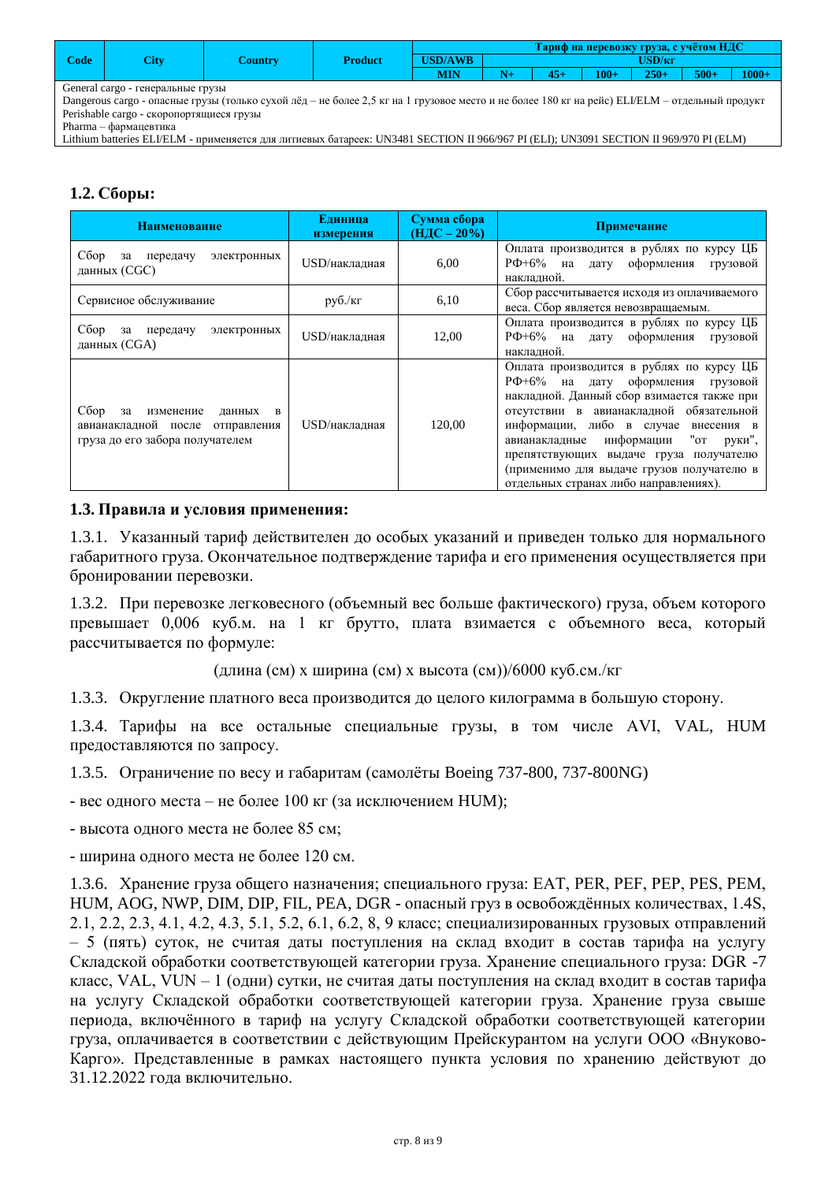| Code | City | Country | Product | Тариф на перевозку груза, с учётом НДС | | | | | | |
|---|---|---|---|---|---|---|---|---|---|---|
| | | | | USD/AWB | USD/кг | | | | | |
| | | | | MIN | N+ | 45+ | 100+ | 250+ | 500+ | 1000+ |

General cargo - генеральные грузы
Dangerous cargo - опасные грузы (только сухой лёд – не более 2,5 кг на 1 грузовое место и не более 180 кг на рейс) ELI/ELM – отдельный продукт
Perishable cargo - скоропортящиеся грузы
Pharma – фармацевтика
Lithium batteries ELI/ELM - применяется для литиевых батареек: UN3481 SECTION II 966/967 PI (ELI); UN3091 SECTION II 969/970 PI (ELM)

## 1.2. Сборы:

| Наименование | Единица измерения | Сумма сбора (НДС – 20%) | Примечание |
|---|---|---|---|
| Сбор за передачу электронных данных (CGC) | USD/накладная | 6,00 | Оплата производится в рублях по курсу ЦБ РФ+6% на дату оформления грузовой накладной. |
| Сервисное обслуживание | руб./кг | 6,10 | Сбор рассчитывается исходя из оплачиваемого веса. Сбор является невозвращаемым. |
| Сбор за передачу электронных данных (CGA) | USD/накладная | 12,00 | Оплата производится в рублях по курсу ЦБ РФ+6% на дату оформления грузовой накладной. |
| Сбор за изменение данных в авианакладной после отправления груза до его забора получателем | USD/накладная | 120,00 | Оплата производится в рублях по курсу ЦБ РФ+6% на дату оформления грузовой накладной. Данный сбор взимается также при отсутствии в авианакладной обязательной информации, либо в случае внесения в авианакладные информации "от руки", препятствующих выдаче груза получателю (применимо для выдаче грузов получателю в отдельных странах либо направлениях). |

## 1.3. Правила и условия применения:

1.3.1. Указанный тариф действителен до особых указаний и приведен только для нормального габаритного груза. Окончательное подтверждение тарифа и его применения осуществляется при бронировании перевозки.

1.3.2. При перевозке легковесного (объемный вес больше фактического) груза, объем которого превышает 0,006 куб.м. на 1 кг брутто, плата взимается с объемного веса, который рассчитывается по формуле:

(длина (см) х ширина (см) х высота (см))/6000 куб.см./кг

1.3.3. Округление платного веса производится до целого килограмма в большую сторону.

1.3.4. Тарифы на все остальные специальные грузы, в том числе AVI, VAL, HUM предоставляются по запросу.

1.3.5. Ограничение по весу и габаритам (самолёты Boeing 737-800, 737-800NG)

- вес одного места – не более 100 кг (за исключением HUM);

- высота одного места не более 85 см;

- ширина одного места не более 120 см.

1.3.6. Хранение груза общего назначения; специального груза: EAT, PER, PEF, PEP, PES, PEM, HUM, AOG, NWP, DIM, DIP, FIL, PEA, DGR - опасный груз в освобождённых количествах, 1.4S, 2.1, 2.2, 2.3, 4.1, 4.2, 4.3, 5.1, 5.2, 6.1, 6.2, 8, 9 класс; специализированных грузовых отправлений – 5 (пять) суток, не считая даты поступления на склад входит в состав тарифа на услугу Складской обработки соответствующей категории груза. Хранение специального груза: DGR -7 класс, VAL, VUN – 1 (одни) сутки, не считая даты поступления на склад входит в состав тарифа на услугу Складской обработки соответствующей категории груза. Хранение груза свыше периода, включённого в тариф на услугу Складской обработки соответствующей категории груза, оплачивается в соответствии с действующим Прейскурантом на услуги ООО «Внуково-Карго». Представленные в рамках настоящего пункта условия по хранению действуют до 31.12.2022 года включительно.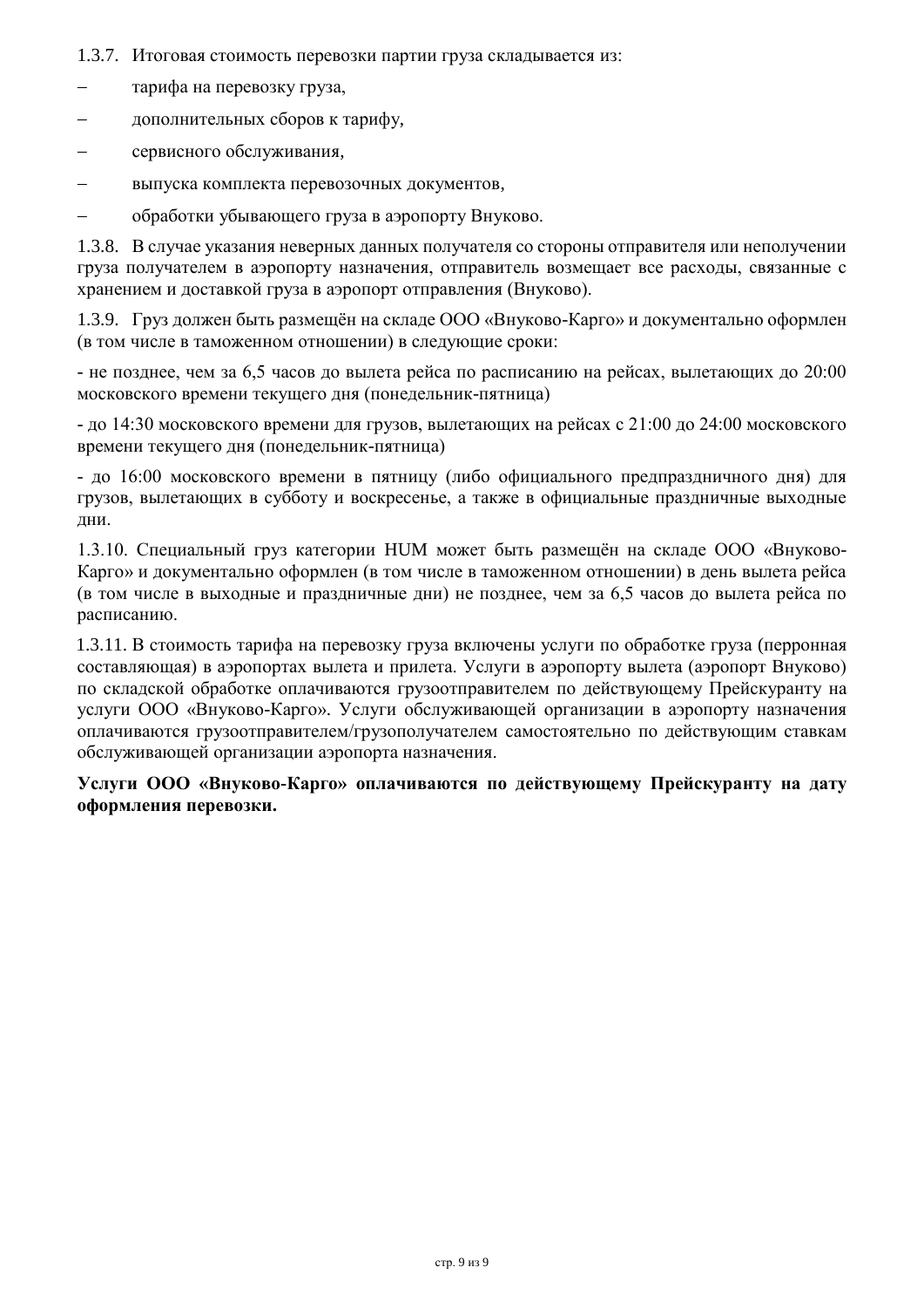1.3.7. Итоговая стоимость перевозки партии груза складывается из:

- тарифа на перевозку груза,
- дополнительных сборов к тарифу,
- сервисного обслуживания,
- выпуска комплекта перевозочных документов,
- обработки убывающего груза в аэропорту Внуково.

1.3.8. В случае указания неверных данных получателя со стороны отправителя или неполучении груза получателем в аэропорту назначения, отправитель возмещает все расходы, связанные с хранением и доставкой груза в аэропорт отправления (Внуково).

1.3.9. Груз должен быть размещён на складе ООО «Внуково-Карго» и документально оформлен (в том числе в таможенном отношении) в следующие сроки:

- не позднее, чем за 6,5 часов до вылета рейса по расписанию на рейсах, вылетающих до 20:00 московского времени текущего дня (понедельник-пятница)

- до 14:30 московского времени для грузов, вылетающих на рейсах с 21:00 до 24:00 московского времени текущего дня (понедельник-пятница)

- до 16:00 московского времени в пятницу (либо официального предпраздничного дня) для грузов, вылетающих в субботу и воскресенье, а также в официальные праздничные выходные дни.

1.3.10. Специальный груз категории HUM может быть размещён на складе ООО «Внуково-Карго» и документально оформлен (в том числе в таможенном отношении) в день вылета рейса (в том числе в выходные и праздничные дни) не позднее, чем за 6,5 часов до вылета рейса по расписанию.

1.3.11. В стоимость тарифа на перевозку груза включены услуги по обработке груза (перронная составляющая) в аэропортах вылета и прилета. Услуги в аэропорту вылета (аэропорт Внуково) по складской обработке оплачиваются грузоотправителем по действующему Прейскуранту на услуги ООО «Внуково-Карго». Услуги обслуживающей организации в аэропорту назначения оплачиваются грузоотправителем/грузополучателем самостоятельно по действующим ставкам обслуживающей организации аэропорта назначения.

**Услуги ООО «Внуково-Карго» оплачиваются по действующему Прейскуранту на дату оформления перевозки.**